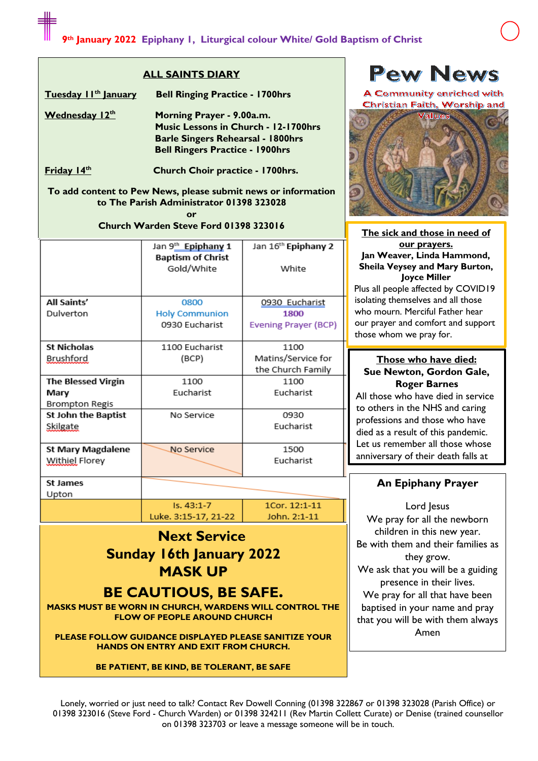9th January 2022 Epiphany 1, Liturgical colour White/ Gold Baptism of Christ

## ALL SAINTS DIARY

**Tuesday 11th January** — **Bell Ringing Practice - 1700hrs**

**Wednesday 12th** — **Morning Prayer - 9.00a.m.**
**Music Lessons in Church - 12-1700hrs**
**Barle Singers Rehearsal - 1800hrs**
**Bell Ringers Practice - 1900hrs**

**Friday 14th** — **Church Choir practice - 1700hrs.**

**To add content to Pew News, please submit news or information to The Parish Administrator 01398 323028**
**or**
**Church Warden Steve Ford 01398 323016**

| | Jan 9th **Epiphany 1 Baptism of Christ** Gold/White | Jan 16th **Epiphany 2** White |
|---|---|---|
| **All Saints'** Dulverton | 0800 Holy Communion 0930 Eucharist | 0930 Eucharist **1800** Evening Prayer (BCP) |
| **St Nicholas** Brushford | 1100 Eucharist (BCP) | 1100 Matins/Service for the Church Family |
| **The Blessed Virgin Mary** Brompton Regis | 1100 Eucharist | 1100 Eucharist |
| **St John the Baptist** Skilgate | No Service | 0930 Eucharist |
| **St Mary Magdalene** Withiel Florey | No Service | 1500 Eucharist |
| **St James** Upton | | |
| | Is. 43:1-7 Luke. 3:15-17, 21-22 | 1Cor. 12:1-11 John. 2:1-11 |

# Next Service
## Sunday 16th January 2022
## MASK UP

## BE CAUTIOUS, BE SAFE.

**MASKS MUST BE WORN IN CHURCH, WARDENS WILL CONTROL THE FLOW OF PEOPLE AROUND CHURCH**

**PLEASE FOLLOW GUIDANCE DISPLAYED PLEASE SANITIZE YOUR HANDS ON ENTRY AND EXIT FROM CHURCH.**

**BE PATIENT, BE KIND, BE TOLERANT, BE SAFE**

# Pew News

A Community enriched with Christian Faith, Worship and Values

**The sick and those in need of our prayers.**

**Jan Weaver, Linda Hammond, Sheila Veysey and Mary Burton, Joyce Miller**

Plus all people affected by COVID19 isolating themselves and all those who mourn. Merciful Father hear our prayer and comfort and support those whom we pray for.

**Those who have died:**

**Sue Newton, Gordon Gale, Roger Barnes**

All those who have died in service to others in the NHS and caring professions and those who have died as a result of this pandemic. Let us remember all those whose anniversary of their death falls at

### An Epiphany Prayer

Lord Jesus
We pray for all the newborn children in this new year.
Be with them and their families as they grow.
We ask that you will be a guiding presence in their lives.
We pray for all that have been baptised in your name and pray that you will be with them always
Amen

Lonely, worried or just need to talk? Contact Rev Dowell Conning (01398 322867 or 01398 323028 (Parish Office) or 01398 323016 (Steve Ford - Church Warden) or 01398 324211 (Rev Martin Collett Curate) or Denise (trained counsellor on 01398 323703 or leave a message someone will be in touch.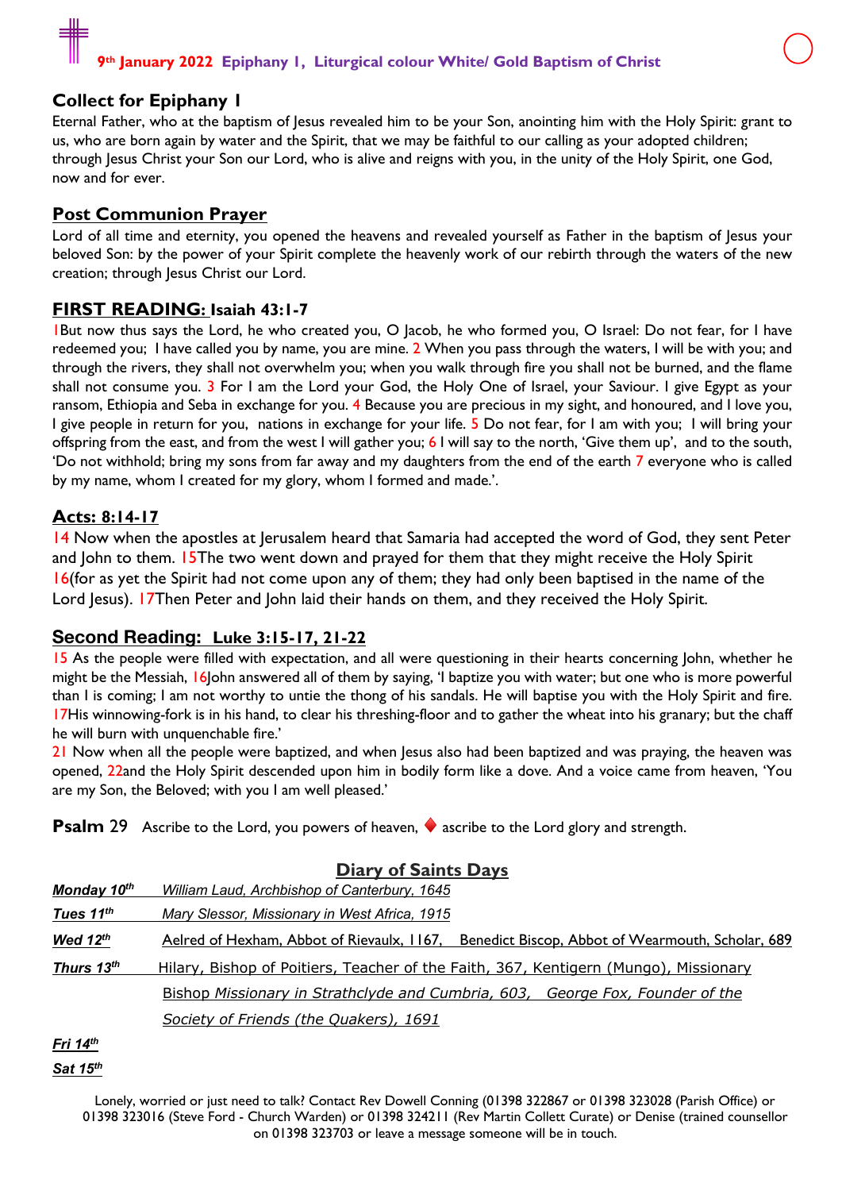**9th January 2022 Epiphany 1, Liturgical colour White/ Gold Baptism of Christ**

## Collect for Epiphany 1

Eternal Father, who at the baptism of Jesus revealed him to be your Son, anointing him with the Holy Spirit: grant to us, who are born again by water and the Spirit, that we may be faithful to our calling as your adopted children; through Jesus Christ your Son our Lord, who is alive and reigns with you, in the unity of the Holy Spirit, one God, now and for ever.

## Post Communion Prayer

Lord of all time and eternity, you opened the heavens and revealed yourself as Father in the baptism of Jesus your beloved Son: by the power of your Spirit complete the heavenly work of our rebirth through the waters of the new creation; through Jesus Christ our Lord.

## FIRST READING: Isaiah 43:1-7

1But now thus says the Lord, he who created you, O Jacob, he who formed you, O Israel: Do not fear, for I have redeemed you; I have called you by name, you are mine. 2 When you pass through the waters, I will be with you; and through the rivers, they shall not overwhelm you; when you walk through fire you shall not be burned, and the flame shall not consume you. 3 For I am the Lord your God, the Holy One of Israel, your Saviour. I give Egypt as your ransom, Ethiopia and Seba in exchange for you. 4 Because you are precious in my sight, and honoured, and I love you, I give people in return for you, nations in exchange for your life. 5 Do not fear, for I am with you; I will bring your offspring from the east, and from the west I will gather you; 6 I will say to the north, 'Give them up', and to the south, 'Do not withhold; bring my sons from far away and my daughters from the end of the earth 7 everyone who is called by my name, whom I created for my glory, whom I formed and made.'.

## Acts: 8:14-17

14 Now when the apostles at Jerusalem heard that Samaria had accepted the word of God, they sent Peter and John to them. 15The two went down and prayed for them that they might receive the Holy Spirit 16(for as yet the Spirit had not come upon any of them; they had only been baptised in the name of the Lord Jesus). 17Then Peter and John laid their hands on them, and they received the Holy Spirit.

## Second Reading: Luke 3:15-17, 21-22

15 As the people were filled with expectation, and all were questioning in their hearts concerning John, whether he might be the Messiah, 16John answered all of them by saying, 'I baptize you with water; but one who is more powerful than I is coming; I am not worthy to untie the thong of his sandals. He will baptise you with the Holy Spirit and fire. 17His winnowing-fork is in his hand, to clear his threshing-floor and to gather the wheat into his granary; but the chaff he will burn with unquenchable fire.'

21 Now when all the people were baptized, and when Jesus also had been baptized and was praying, the heaven was opened, 22and the Holy Spirit descended upon him in bodily form like a dove. And a voice came from heaven, 'You are my Son, the Beloved; with you I am well pleased.'

**Psalm** 29 Ascribe to the Lord, you powers of heaven, ♦ ascribe to the Lord glory and strength.

## Diary of Saints Days

| | |
|---|---|
| *Monday 10th* | *William Laud, Archbishop of Canterbury, 1645* |
| *Tues 11th* | *Mary Slessor, Missionary in West Africa, 1915* |
| *Wed 12th* | Aelred of Hexham, Abbot of Rievaulx, 1167, Benedict Biscop, Abbot of Wearmouth, Scholar, 689 |
| *Thurs 13th* | Hilary, Bishop of Poitiers, Teacher of the Faith, 367, Kentigern (Mungo), Missionary Bishop *Missionary in Strathclyde and Cumbria, 603, George Fox, Founder of the Society of Friends (the Quakers), 1691* |
| *Fri 14th* | |
| *Sat 15th* | |

Lonely, worried or just need to talk? Contact Rev Dowell Conning (01398 322867 or 01398 323028 (Parish Office) or 01398 323016 (Steve Ford - Church Warden) or 01398 324211 (Rev Martin Collett Curate) or Denise (trained counsellor on 01398 323703 or leave a message someone will be in touch.